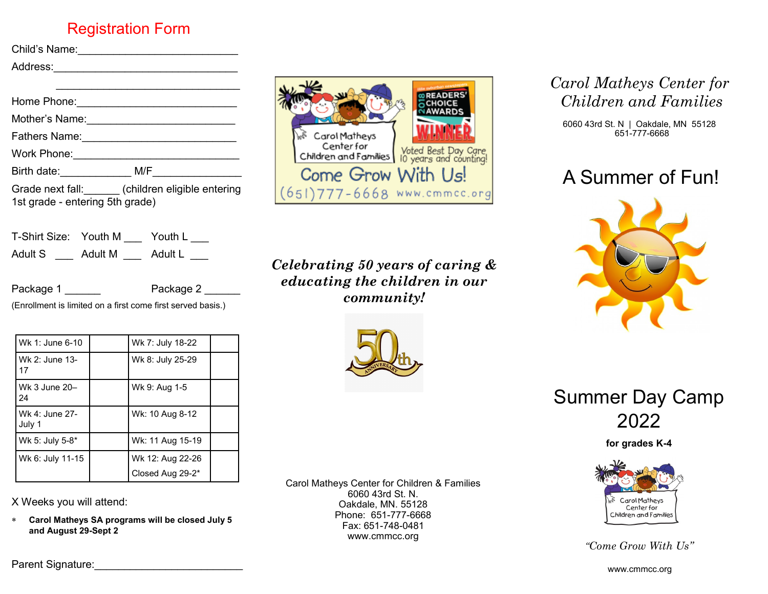## Registration Form

Child's Name:___________________________

Address:________________________________

________________________________

Home Phone:___________________________

Mother's Name:_________________________

Fathers Name:__________________________

Work Phone:____________________________

Birth date:____________ M/F_______________

Grade next fall:______ (children eligible entering 1st grade - entering 5th grade)

T-Shirt Size: Youth M ___ Youth L ___

Adult S ___ Adult M ___ Adult L ___

Package 1 ______ Package 2 ______

(Enrollment is limited on a first come first served basis.)

| | | | |
|---|---|---|---|
| Wk 1: June 6-10 | | Wk 7: July 18-22 | |
| Wk 2: June 13-17 | | Wk 8: July 25-29 | |
| Wk 3 June 20–24 | | Wk 9: Aug 1-5 | |
| Wk 4: June 27-July 1 | | Wk: 10 Aug 8-12 | |
| Wk 5: July 5-8* | | Wk: 11 Aug 15-19 | |
| Wk 6: July 11-15 | | Wk 12: Aug 22-26<br>Closed Aug 29-2* | |

X Weeks you will attend:

* **Carol Matheys SA programs will be closed July 5 and August 29-Sept 2**

Parent Signature:_________________________

Carol Matheys Center for Children and Families

2018 Readers' Choice Awards WINNER

Voted Best Day Care 10 years and counting!

Come Grow With Us!

(651)777-6668 www.cmmcc.org

***Celebrating 50 years of caring & educating the children in our community!***

50th Anniversary

Carol Matheys Center for Children & Families
6060 43rd St. N.
Oakdale, MN. 55128
Phone: 651-777-6668
Fax: 651-748-0481
www.cmmcc.org

*Carol Matheys Center for Children and Families*

6060 43rd St. N | Oakdale, MN 55128
651-777-6668

# A Summer of Fun!

# Summer Day Camp 2022

**for grades K-4**

Carol Matheys Center for Children and Families

*"Come Grow With Us"*

www.cmmcc.org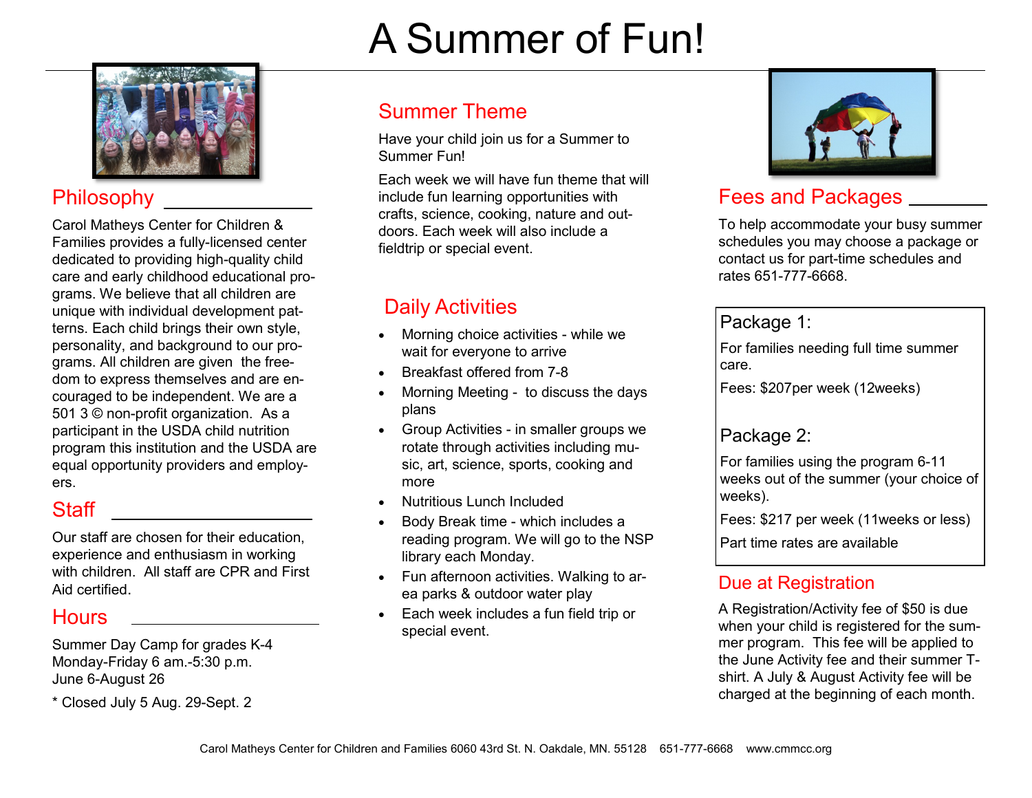# A Summer of Fun!

## Philosophy

Carol Matheys Center for Children & Families provides a fully-licensed center dedicated to providing high-quality child care and early childhood educational programs. We believe that all children are unique with individual development patterns. Each child brings their own style, personality, and background to our programs. All children are given the freedom to express themselves and are encouraged to be independent. We are a 501 3 © non-profit organization. As a participant in the USDA child nutrition program this institution and the USDA are equal opportunity providers and employers.

## Staff

Our staff are chosen for their education, experience and enthusiasm in working with children. All staff are CPR and First Aid certified.

## Hours

Summer Day Camp for grades K-4
Monday-Friday 6 am.-5:30 p.m.
June 6-August 26

\* Closed July 5 Aug. 29-Sept. 2

## Summer Theme

Have your child join us for a Summer to Summer Fun!

Each week we will have fun theme that will include fun learning opportunities with crafts, science, cooking, nature and outdoors. Each week will also include a fieldtrip or special event.

## Daily Activities

- Morning choice activities - while we wait for everyone to arrive
- Breakfast offered from 7-8
- Morning Meeting - to discuss the days plans
- Group Activities - in smaller groups we rotate through activities including music, art, science, sports, cooking and more
- Nutritious Lunch Included
- Body Break time - which includes a reading program. We will go to the NSP library each Monday.
- Fun afternoon activities. Walking to area parks & outdoor water play
- Each week includes a fun field trip or special event.

## Fees and Packages

To help accommodate your busy summer schedules you may choose a package or contact us for part-time schedules and rates 651-777-6668.

### Package 1:

For families needing full time summer care.

Fees: $207per week (12weeks)

### Package 2:

For families using the program 6-11 weeks out of the summer (your choice of weeks).

Fees: $217 per week (11weeks or less)

Part time rates are available

## Due at Registration

A Registration/Activity fee of $50 is due when your child is registered for the summer program. This fee will be applied to the June Activity fee and their summer T-shirt. A July & August Activity fee will be charged at the beginning of each month.

Carol Matheys Center for Children and Families 6060 43rd St. N. Oakdale, MN. 55128 651-777-6668 www.cmmcc.org